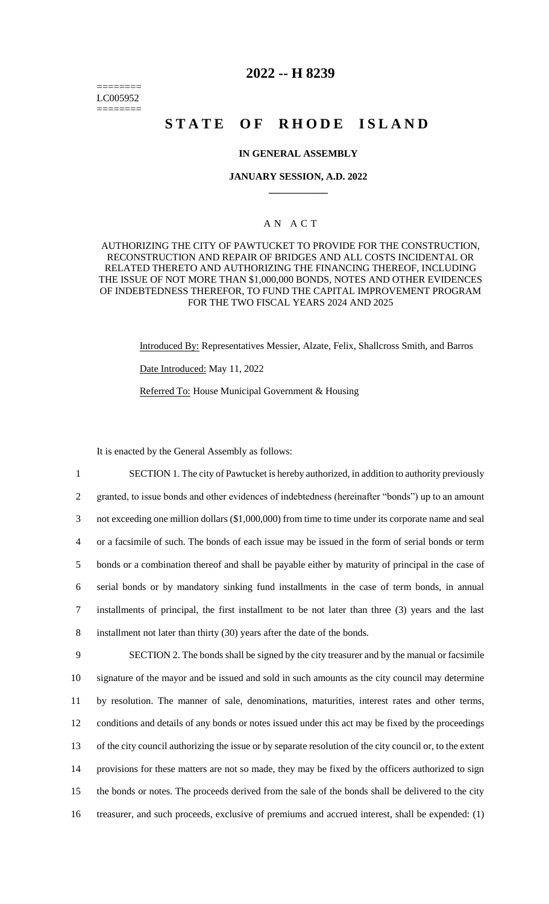========
LC005952
========

# 2022 -- H 8239

# STATE OF RHODE ISLAND

## IN GENERAL ASSEMBLY

### JANUARY SESSION, A.D. 2022

____________

A N A C T

AUTHORIZING THE CITY OF PAWTUCKET TO PROVIDE FOR THE CONSTRUCTION, RECONSTRUCTION AND REPAIR OF BRIDGES AND ALL COSTS INCIDENTAL OR RELATED THERETO AND AUTHORIZING THE FINANCING THEREOF, INCLUDING THE ISSUE OF NOT MORE THAN $1,000,000 BONDS, NOTES AND OTHER EVIDENCES OF INDEBTEDNESS THEREFOR, TO FUND THE CAPITAL IMPROVEMENT PROGRAM FOR THE TWO FISCAL YEARS 2024 AND 2025

Introduced By: Representatives Messier, Alzate, Felix, Shallcross Smith, and Barros

Date Introduced: May 11, 2022

Referred To: House Municipal Government & Housing

It is enacted by the General Assembly as follows:

1 SECTION 1. The city of Pawtucket is hereby authorized, in addition to authority previously
2 granted, to issue bonds and other evidences of indebtedness (hereinafter "bonds") up to an amount
3 not exceeding one million dollars ($1,000,000) from time to time under its corporate name and seal
4 or a facsimile of such. The bonds of each issue may be issued in the form of serial bonds or term
5 bonds or a combination thereof and shall be payable either by maturity of principal in the case of
6 serial bonds or by mandatory sinking fund installments in the case of term bonds, in annual
7 installments of principal, the first installment to be not later than three (3) years and the last
8 installment not later than thirty (30) years after the date of the bonds.

9 SECTION 2. The bonds shall be signed by the city treasurer and by the manual or facsimile
10 signature of the mayor and be issued and sold in such amounts as the city council may determine
11 by resolution. The manner of sale, denominations, maturities, interest rates and other terms,
12 conditions and details of any bonds or notes issued under this act may be fixed by the proceedings
13 of the city council authorizing the issue or by separate resolution of the city council or, to the extent
14 provisions for these matters are not so made, they may be fixed by the officers authorized to sign
15 the bonds or notes. The proceeds derived from the sale of the bonds shall be delivered to the city
16 treasurer, and such proceeds, exclusive of premiums and accrued interest, shall be expended: (1)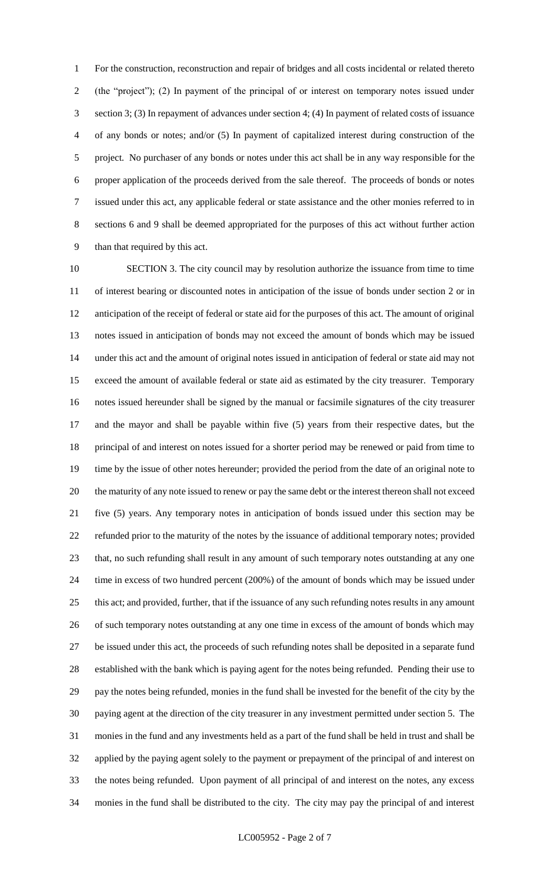For the construction, reconstruction and repair of bridges and all costs incidental or related thereto (the "project"); (2) In payment of the principal of or interest on temporary notes issued under section 3; (3) In repayment of advances under section 4; (4) In payment of related costs of issuance of any bonds or notes; and/or (5) In payment of capitalized interest during construction of the project. No purchaser of any bonds or notes under this act shall be in any way responsible for the proper application of the proceeds derived from the sale thereof. The proceeds of bonds or notes issued under this act, any applicable federal or state assistance and the other monies referred to in sections 6 and 9 shall be deemed appropriated for the purposes of this act without further action than that required by this act.

SECTION 3. The city council may by resolution authorize the issuance from time to time of interest bearing or discounted notes in anticipation of the issue of bonds under section 2 or in anticipation of the receipt of federal or state aid for the purposes of this act. The amount of original notes issued in anticipation of bonds may not exceed the amount of bonds which may be issued under this act and the amount of original notes issued in anticipation of federal or state aid may not exceed the amount of available federal or state aid as estimated by the city treasurer. Temporary notes issued hereunder shall be signed by the manual or facsimile signatures of the city treasurer and the mayor and shall be payable within five (5) years from their respective dates, but the principal of and interest on notes issued for a shorter period may be renewed or paid from time to time by the issue of other notes hereunder; provided the period from the date of an original note to the maturity of any note issued to renew or pay the same debt or the interest thereon shall not exceed five (5) years. Any temporary notes in anticipation of bonds issued under this section may be refunded prior to the maturity of the notes by the issuance of additional temporary notes; provided that, no such refunding shall result in any amount of such temporary notes outstanding at any one time in excess of two hundred percent (200%) of the amount of bonds which may be issued under this act; and provided, further, that if the issuance of any such refunding notes results in any amount of such temporary notes outstanding at any one time in excess of the amount of bonds which may be issued under this act, the proceeds of such refunding notes shall be deposited in a separate fund established with the bank which is paying agent for the notes being refunded. Pending their use to pay the notes being refunded, monies in the fund shall be invested for the benefit of the city by the paying agent at the direction of the city treasurer in any investment permitted under section 5. The monies in the fund and any investments held as a part of the fund shall be held in trust and shall be applied by the paying agent solely to the payment or prepayment of the principal of and interest on the notes being refunded. Upon payment of all principal of and interest on the notes, any excess monies in the fund shall be distributed to the city. The city may pay the principal of and interest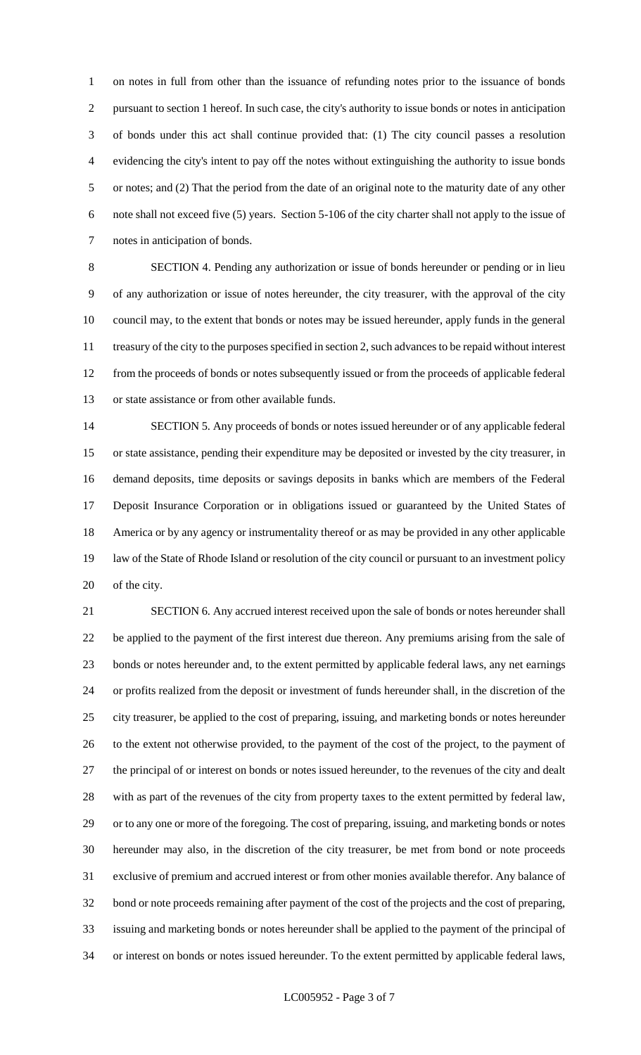on notes in full from other than the issuance of refunding notes prior to the issuance of bonds pursuant to section 1 hereof. In such case, the city's authority to issue bonds or notes in anticipation of bonds under this act shall continue provided that: (1) The city council passes a resolution evidencing the city's intent to pay off the notes without extinguishing the authority to issue bonds or notes; and (2) That the period from the date of an original note to the maturity date of any other note shall not exceed five (5) years. Section 5-106 of the city charter shall not apply to the issue of notes in anticipation of bonds.

SECTION 4. Pending any authorization or issue of bonds hereunder or pending or in lieu of any authorization or issue of notes hereunder, the city treasurer, with the approval of the city council may, to the extent that bonds or notes may be issued hereunder, apply funds in the general treasury of the city to the purposes specified in section 2, such advances to be repaid without interest from the proceeds of bonds or notes subsequently issued or from the proceeds of applicable federal or state assistance or from other available funds.

SECTION 5. Any proceeds of bonds or notes issued hereunder or of any applicable federal or state assistance, pending their expenditure may be deposited or invested by the city treasurer, in demand deposits, time deposits or savings deposits in banks which are members of the Federal Deposit Insurance Corporation or in obligations issued or guaranteed by the United States of America or by any agency or instrumentality thereof or as may be provided in any other applicable law of the State of Rhode Island or resolution of the city council or pursuant to an investment policy of the city.

SECTION 6. Any accrued interest received upon the sale of bonds or notes hereunder shall be applied to the payment of the first interest due thereon. Any premiums arising from the sale of bonds or notes hereunder and, to the extent permitted by applicable federal laws, any net earnings or profits realized from the deposit or investment of funds hereunder shall, in the discretion of the city treasurer, be applied to the cost of preparing, issuing, and marketing bonds or notes hereunder to the extent not otherwise provided, to the payment of the cost of the project, to the payment of the principal of or interest on bonds or notes issued hereunder, to the revenues of the city and dealt with as part of the revenues of the city from property taxes to the extent permitted by federal law, or to any one or more of the foregoing. The cost of preparing, issuing, and marketing bonds or notes hereunder may also, in the discretion of the city treasurer, be met from bond or note proceeds exclusive of premium and accrued interest or from other monies available therefor. Any balance of bond or note proceeds remaining after payment of the cost of the projects and the cost of preparing, issuing and marketing bonds or notes hereunder shall be applied to the payment of the principal of or interest on bonds or notes issued hereunder. To the extent permitted by applicable federal laws,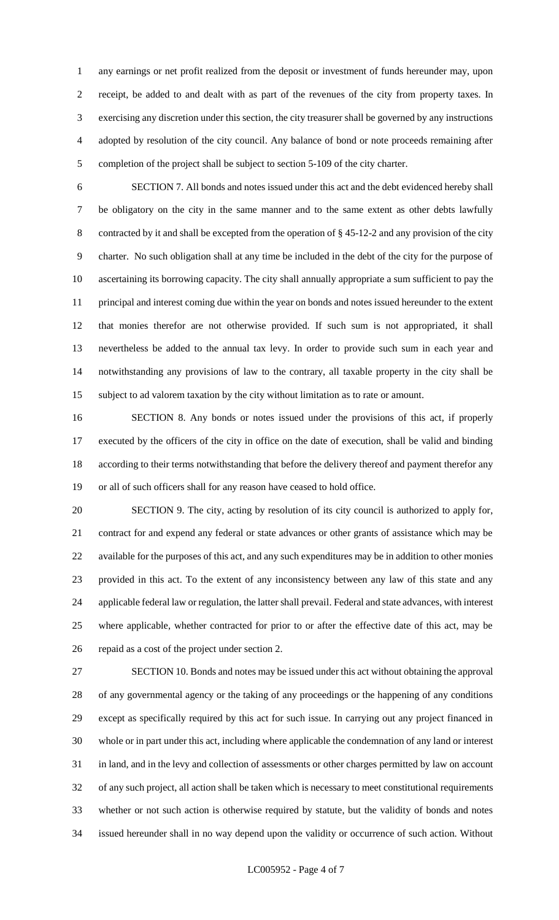any earnings or net profit realized from the deposit or investment of funds hereunder may, upon receipt, be added to and dealt with as part of the revenues of the city from property taxes. In exercising any discretion under this section, the city treasurer shall be governed by any instructions adopted by resolution of the city council. Any balance of bond or note proceeds remaining after completion of the project shall be subject to section 5-109 of the city charter.

SECTION 7. All bonds and notes issued under this act and the debt evidenced hereby shall be obligatory on the city in the same manner and to the same extent as other debts lawfully contracted by it and shall be excepted from the operation of § 45-12-2 and any provision of the city charter. No such obligation shall at any time be included in the debt of the city for the purpose of ascertaining its borrowing capacity. The city shall annually appropriate a sum sufficient to pay the principal and interest coming due within the year on bonds and notes issued hereunder to the extent that monies therefor are not otherwise provided. If such sum is not appropriated, it shall nevertheless be added to the annual tax levy. In order to provide such sum in each year and notwithstanding any provisions of law to the contrary, all taxable property in the city shall be subject to ad valorem taxation by the city without limitation as to rate or amount.

SECTION 8. Any bonds or notes issued under the provisions of this act, if properly executed by the officers of the city in office on the date of execution, shall be valid and binding according to their terms notwithstanding that before the delivery thereof and payment therefor any or all of such officers shall for any reason have ceased to hold office.

SECTION 9. The city, acting by resolution of its city council is authorized to apply for, contract for and expend any federal or state advances or other grants of assistance which may be available for the purposes of this act, and any such expenditures may be in addition to other monies provided in this act. To the extent of any inconsistency between any law of this state and any applicable federal law or regulation, the latter shall prevail. Federal and state advances, with interest where applicable, whether contracted for prior to or after the effective date of this act, may be repaid as a cost of the project under section 2.

SECTION 10. Bonds and notes may be issued under this act without obtaining the approval of any governmental agency or the taking of any proceedings or the happening of any conditions except as specifically required by this act for such issue. In carrying out any project financed in whole or in part under this act, including where applicable the condemnation of any land or interest in land, and in the levy and collection of assessments or other charges permitted by law on account of any such project, all action shall be taken which is necessary to meet constitutional requirements whether or not such action is otherwise required by statute, but the validity of bonds and notes issued hereunder shall in no way depend upon the validity or occurrence of such action. Without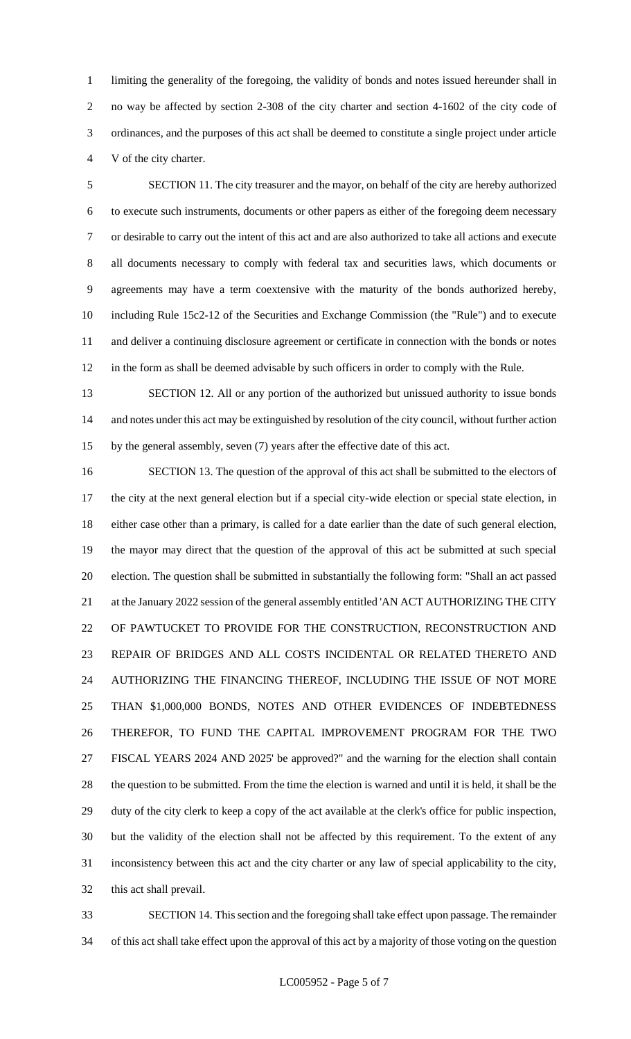limiting the generality of the foregoing, the validity of bonds and notes issued hereunder shall in no way be affected by section 2-308 of the city charter and section 4-1602 of the city code of ordinances, and the purposes of this act shall be deemed to constitute a single project under article V of the city charter.

SECTION 11. The city treasurer and the mayor, on behalf of the city are hereby authorized to execute such instruments, documents or other papers as either of the foregoing deem necessary or desirable to carry out the intent of this act and are also authorized to take all actions and execute all documents necessary to comply with federal tax and securities laws, which documents or agreements may have a term coextensive with the maturity of the bonds authorized hereby, including Rule 15c2-12 of the Securities and Exchange Commission (the "Rule") and to execute and deliver a continuing disclosure agreement or certificate in connection with the bonds or notes in the form as shall be deemed advisable by such officers in order to comply with the Rule.

SECTION 12. All or any portion of the authorized but unissued authority to issue bonds and notes under this act may be extinguished by resolution of the city council, without further action by the general assembly, seven (7) years after the effective date of this act.

SECTION 13. The question of the approval of this act shall be submitted to the electors of the city at the next general election but if a special city-wide election or special state election, in either case other than a primary, is called for a date earlier than the date of such general election, the mayor may direct that the question of the approval of this act be submitted at such special election. The question shall be submitted in substantially the following form: "Shall an act passed at the January 2022 session of the general assembly entitled 'AN ACT AUTHORIZING THE CITY OF PAWTUCKET TO PROVIDE FOR THE CONSTRUCTION, RECONSTRUCTION AND REPAIR OF BRIDGES AND ALL COSTS INCIDENTAL OR RELATED THERETO AND AUTHORIZING THE FINANCING THEREOF, INCLUDING THE ISSUE OF NOT MORE THAN $1,000,000 BONDS, NOTES AND OTHER EVIDENCES OF INDEBTEDNESS THEREFOR, TO FUND THE CAPITAL IMPROVEMENT PROGRAM FOR THE TWO FISCAL YEARS 2024 AND 2025' be approved?" and the warning for the election shall contain the question to be submitted. From the time the election is warned and until it is held, it shall be the duty of the city clerk to keep a copy of the act available at the clerk's office for public inspection, but the validity of the election shall not be affected by this requirement. To the extent of any inconsistency between this act and the city charter or any law of special applicability to the city, this act shall prevail.

SECTION 14. This section and the foregoing shall take effect upon passage. The remainder of this act shall take effect upon the approval of this act by a majority of those voting on the question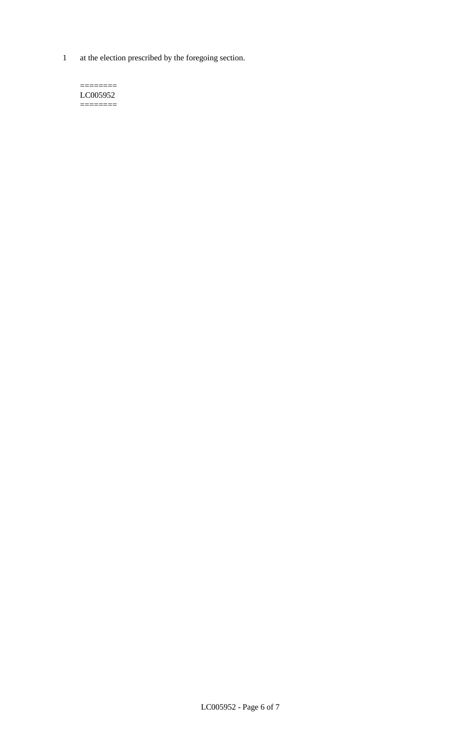1 at the election prescribed by the foregoing section.

========
LC005952
========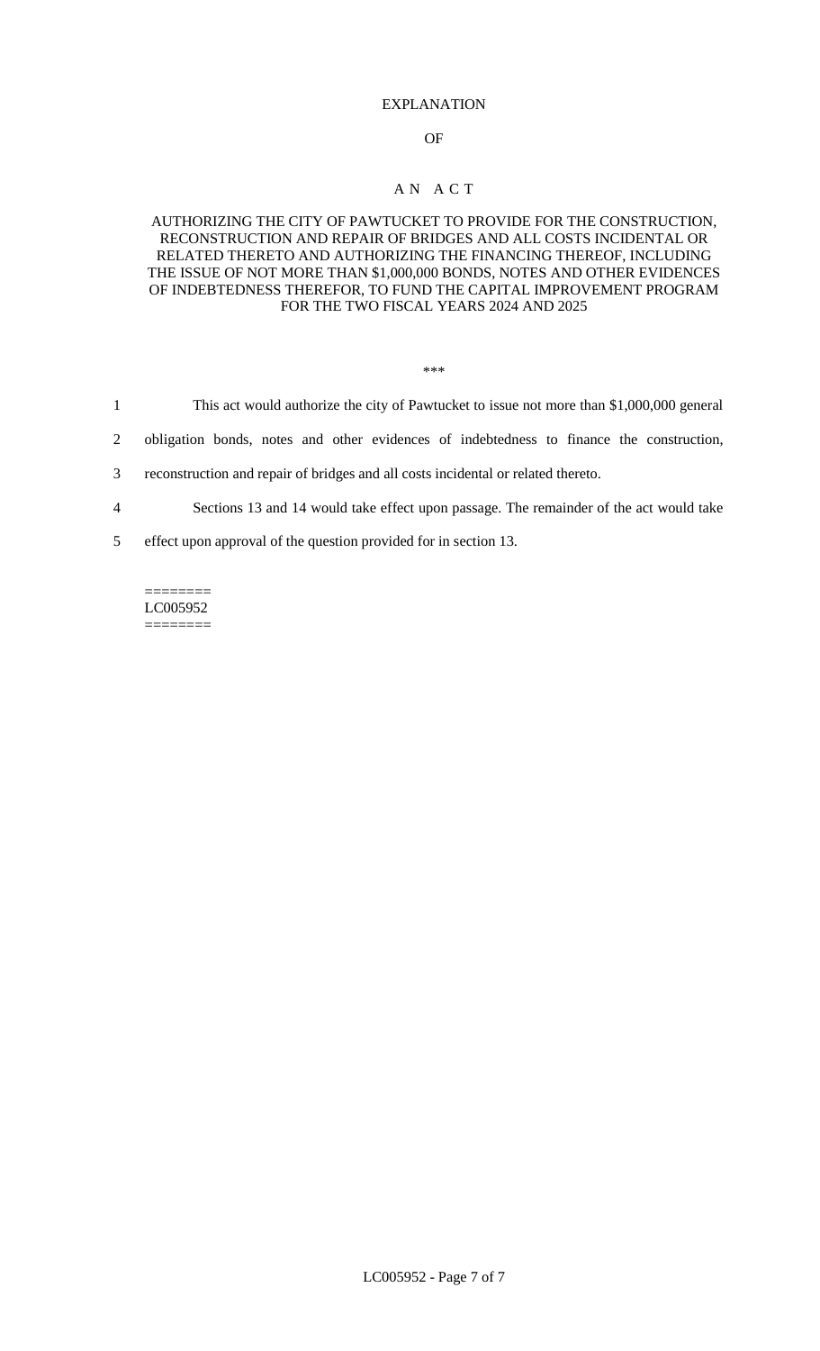EXPLANATION

OF

A N A C T

AUTHORIZING THE CITY OF PAWTUCKET TO PROVIDE FOR THE CONSTRUCTION, RECONSTRUCTION AND REPAIR OF BRIDGES AND ALL COSTS INCIDENTAL OR RELATED THERETO AND AUTHORIZING THE FINANCING THEREOF, INCLUDING THE ISSUE OF NOT MORE THAN $1,000,000 BONDS, NOTES AND OTHER EVIDENCES OF INDEBTEDNESS THEREFOR, TO FUND THE CAPITAL IMPROVEMENT PROGRAM FOR THE TWO FISCAL YEARS 2024 AND 2025

\*\*\*

1 This act would authorize the city of Pawtucket to issue not more than $1,000,000 general
2 obligation bonds, notes and other evidences of indebtedness to finance the construction,
3 reconstruction and repair of bridges and all costs incidental or related thereto.
4 Sections 13 and 14 would take effect upon passage. The remainder of the act would take
5 effect upon approval of the question provided for in section 13.

========
LC005952
========